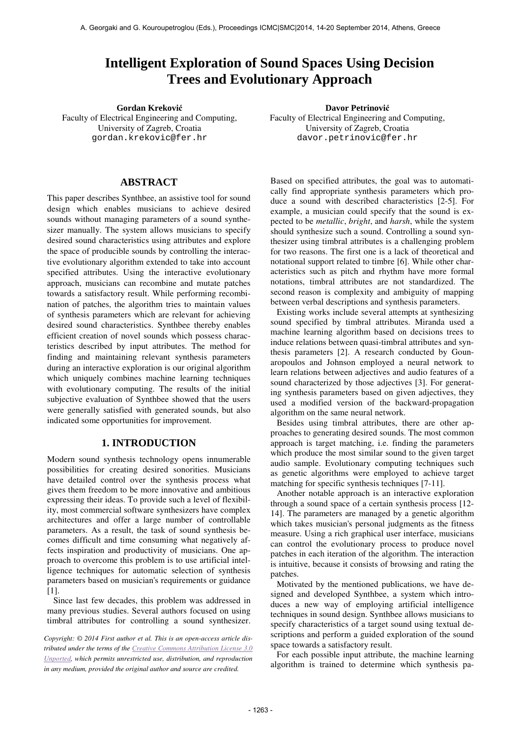# Intelligent Exploration of Sound Spaces Using Decision Trees and Evolutionary Approach

**Gordan Kreković**
Faculty of Electrical Engineering and Computing,
University of Zagreb, Croatia
gordan.krekovic@fer.hr

**Davor Petrinović**
Faculty of Electrical Engineering and Computing,
University of Zagreb, Croatia
davor.petrinovic@fer.hr

## ABSTRACT

This paper describes Synthbee, an assistive tool for sound design which enables musicians to achieve desired sounds without managing parameters of a sound synthesizer manually. The system allows musicians to specify desired sound characteristics using attributes and explore the space of producible sounds by controlling the interactive evolutionary algorithm extended to take into account specified attributes. Using the interactive evolutionary approach, musicians can recombine and mutate patches towards a satisfactory result. While performing recombination of patches, the algorithm tries to maintain values of synthesis parameters which are relevant for achieving desired sound characteristics. Synthbee thereby enables efficient creation of novel sounds which possess characteristics described by input attributes. The method for finding and maintaining relevant synthesis parameters during an interactive exploration is our original algorithm which uniquely combines machine learning techniques with evolutionary computing. The results of the initial subjective evaluation of Synthbee showed that the users were generally satisfied with generated sounds, but also indicated some opportunities for improvement.

## 1. INTRODUCTION

Modern sound synthesis technology opens innumerable possibilities for creating desired sonorities. Musicians have detailed control over the synthesis process what gives them freedom to be more innovative and ambitious expressing their ideas. To provide such a level of flexibility, most commercial software synthesizers have complex architectures and offer a large number of controllable parameters. As a result, the task of sound synthesis becomes difficult and time consuming what negatively affects inspiration and productivity of musicians. One approach to overcome this problem is to use artificial intelligence techniques for automatic selection of synthesis parameters based on musician's requirements or guidance [1].

Since last few decades, this problem was addressed in many previous studies. Several authors focused on using timbral attributes for controlling a sound synthesizer. Based on specified attributes, the goal was to automatically find appropriate synthesis parameters which produce a sound with described characteristics [2-5]. For example, a musician could specify that the sound is expected to be *metallic*, *bright*, and *harsh*, while the system should synthesize such a sound. Controlling a sound synthesizer using timbral attributes is a challenging problem for two reasons. The first one is a lack of theoretical and notational support related to timbre [6]. While other characteristics such as pitch and rhythm have more formal notations, timbral attributes are not standardized. The second reason is complexity and ambiguity of mapping between verbal descriptions and synthesis parameters.

Existing works include several attempts at synthesizing sound specified by timbral attributes. Miranda used a machine learning algorithm based on decisions trees to induce relations between quasi-timbral attributes and synthesis parameters [2]. A research conducted by Gounaropoulos and Johnson employed a neural network to learn relations between adjectives and audio features of a sound characterized by those adjectives [3]. For generating synthesis parameters based on given adjectives, they used a modified version of the backward-propagation algorithm on the same neural network.

Besides using timbral attributes, there are other approaches to generating desired sounds. The most common approach is target matching, i.e. finding the parameters which produce the most similar sound to the given target audio sample. Evolutionary computing techniques such as genetic algorithms were employed to achieve target matching for specific synthesis techniques [7-11].

Another notable approach is an interactive exploration through a sound space of a certain synthesis process [12-14]. The parameters are managed by a genetic algorithm which takes musician's personal judgments as the fitness measure. Using a rich graphical user interface, musicians can control the evolutionary process to produce novel patches in each iteration of the algorithm. The interaction is intuitive, because it consists of browsing and rating the patches.

Motivated by the mentioned publications, we have designed and developed Synthbee, a system which introduces a new way of employing artificial intelligence techniques in sound design. Synthbee allows musicians to specify characteristics of a target sound using textual descriptions and perform a guided exploration of the sound space towards a satisfactory result.

For each possible input attribute, the machine learning algorithm is trained to determine which synthesis pa-

*Copyright: © 2014 First author et al. This is an open-access article distributed under the terms of the Creative Commons Attribution License 3.0 Unported, which permits unrestricted use, distribution, and reproduction in any medium, provided the original author and source are credited.*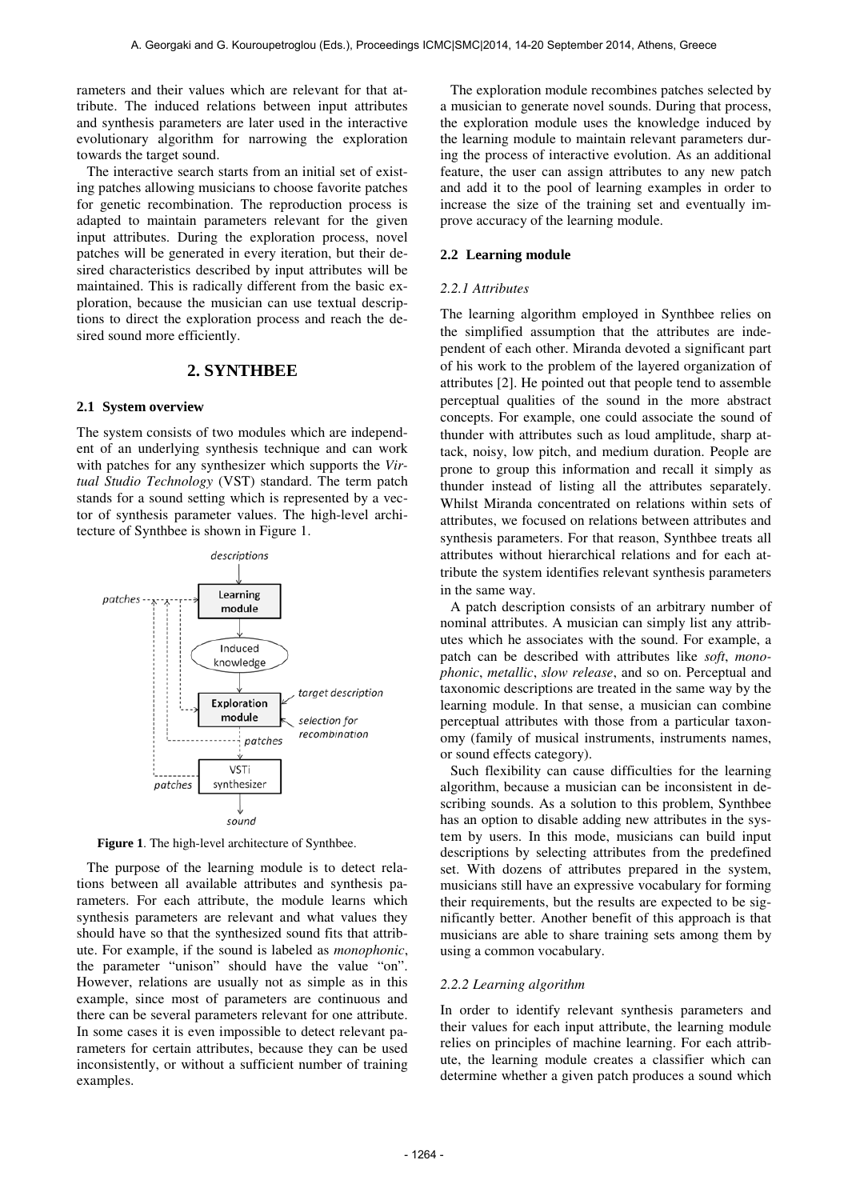rameters and their values which are relevant for that attribute. The induced relations between input attributes and synthesis parameters are later used in the interactive evolutionary algorithm for narrowing the exploration towards the target sound.

The interactive search starts from an initial set of existing patches allowing musicians to choose favorite patches for genetic recombination. The reproduction process is adapted to maintain parameters relevant for the given input attributes. During the exploration process, novel patches will be generated in every iteration, but their desired characteristics described by input attributes will be maintained. This is radically different from the basic exploration, because the musician can use textual descriptions to direct the exploration process and reach the desired sound more efficiently.

# 2. SYNTHBEE

## 2.1 System overview

The system consists of two modules which are independent of an underlying synthesis technique and can work with patches for any synthesizer which supports the *Virtual Studio Technology* (VST) standard. The term patch stands for a sound setting which is represented by a vector of synthesis parameter values. The high-level architecture of Synthbee is shown in Figure 1.

**Figure 1**. The high-level architecture of Synthbee.

The purpose of the learning module is to detect relations between all available attributes and synthesis parameters. For each attribute, the module learns which synthesis parameters are relevant and what values they should have so that the synthesized sound fits that attribute. For example, if the sound is labeled as *monophonic*, the parameter "unison" should have the value "on". However, relations are usually not as simple as in this example, since most of parameters are continuous and there can be several parameters relevant for one attribute. In some cases it is even impossible to detect relevant parameters for certain attributes, because they can be used inconsistently, or without a sufficient number of training examples.

The exploration module recombines patches selected by a musician to generate novel sounds. During that process, the exploration module uses the knowledge induced by the learning module to maintain relevant parameters during the process of interactive evolution. As an additional feature, the user can assign attributes to any new patch and add it to the pool of learning examples in order to increase the size of the training set and eventually improve accuracy of the learning module.

## 2.2 Learning module

### 2.2.1 Attributes

The learning algorithm employed in Synthbee relies on the simplified assumption that the attributes are independent of each other. Miranda devoted a significant part of his work to the problem of the layered organization of attributes [2]. He pointed out that people tend to assemble perceptual qualities of the sound in the more abstract concepts. For example, one could associate the sound of thunder with attributes such as loud amplitude, sharp attack, noisy, low pitch, and medium duration. People are prone to group this information and recall it simply as thunder instead of listing all the attributes separately. Whilst Miranda concentrated on relations within sets of attributes, we focused on relations between attributes and synthesis parameters. For that reason, Synthbee treats all attributes without hierarchical relations and for each attribute the system identifies relevant synthesis parameters in the same way.

A patch description consists of an arbitrary number of nominal attributes. A musician can simply list any attributes which he associates with the sound. For example, a patch can be described with attributes like *soft*, *monophonic*, *metallic*, *slow release*, and so on. Perceptual and taxonomic descriptions are treated in the same way by the learning module. In that sense, a musician can combine perceptual attributes with those from a particular taxonomy (family of musical instruments, instruments names, or sound effects category).

Such flexibility can cause difficulties for the learning algorithm, because a musician can be inconsistent in describing sounds. As a solution to this problem, Synthbee has an option to disable adding new attributes in the system by users. In this mode, musicians can build input descriptions by selecting attributes from the predefined set. With dozens of attributes prepared in the system, musicians still have an expressive vocabulary for forming their requirements, but the results are expected to be significantly better. Another benefit of this approach is that musicians are able to share training sets among them by using a common vocabulary.

### 2.2.2 Learning algorithm

In order to identify relevant synthesis parameters and their values for each input attribute, the learning module relies on principles of machine learning. For each attribute, the learning module creates a classifier which can determine whether a given patch produces a sound which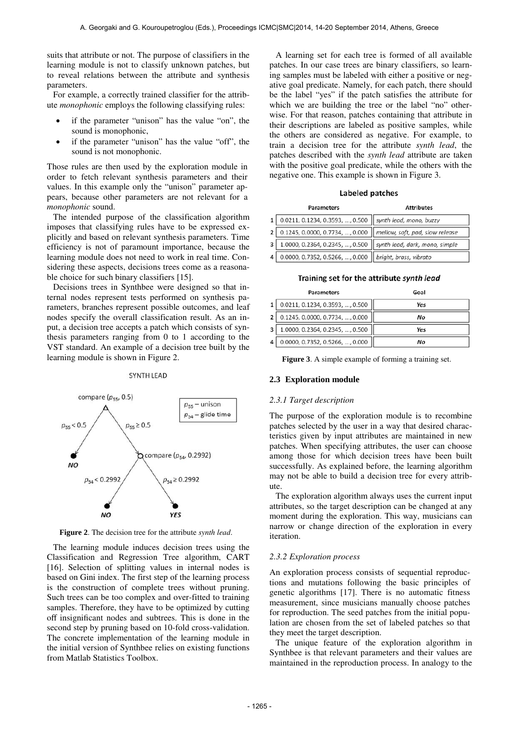suits that attribute or not. The purpose of classifiers in the learning module is not to classify unknown patches, but to reveal relations between the attribute and synthesis parameters.

For example, a correctly trained classifier for the attribute *monophonic* employs the following classifying rules:

- if the parameter "unison" has the value "on", the sound is monophonic,
- if the parameter "unison" has the value "off", the sound is not monophonic.

Those rules are then used by the exploration module in order to fetch relevant synthesis parameters and their values. In this example only the "unison" parameter appears, because other parameters are not relevant for a *monophonic* sound.

The intended purpose of the classification algorithm imposes that classifying rules have to be expressed explicitly and based on relevant synthesis parameters. Time efficiency is not of paramount importance, because the learning module does not need to work in real time. Considering these aspects, decisions trees come as a reasonable choice for such binary classifiers [15].

Decisions trees in Synthbee were designed so that internal nodes represent tests performed on synthesis parameters, branches represent possible outcomes, and leaf nodes specify the overall classification result. As an input, a decision tree accepts a patch which consists of synthesis parameters ranging from 0 to 1 according to the VST standard. An example of a decision tree built by the learning module is shown in Figure 2.

SYNTH LEAD

compare ($p_{55}$, 0.5)

$p_{55}$ – unison
$p_{54}$ – glide time

$p_{55} < 0.5$ → NO

$p_{55} \geq 0.5$ → compare ($p_{54}$, 0.2992)

$p_{54} < 0.2992$ → NO

$p_{54} \geq 0.2992$ → YES

**Figure 2**. The decision tree for the attribute *synth lead*.

The learning module induces decision trees using the Classification and Regression Tree algorithm, CART [16]. Selection of splitting values in internal nodes is based on Gini index. The first step of the learning process is the construction of complete trees without pruning. Such trees can be too complex and over-fitted to training samples. Therefore, they have to be optimized by cutting off insignificant nodes and subtrees. This is done in the second step by pruning based on 10-fold cross-validation. The concrete implementation of the learning module in the initial version of Synthbee relies on existing functions from Matlab Statistics Toolbox.

A learning set for each tree is formed of all available patches. In our case trees are binary classifiers, so learning samples must be labeled with either a positive or negative goal predicate. Namely, for each patch, there should be the label "yes" if the patch satisfies the attribute for which we are building the tree or the label "no" otherwise. For that reason, patches containing that attribute in their descriptions are labeled as positive samples, while the others are considered as negative. For example, to train a decision tree for the attribute *synth lead*, the patches described with the *synth lead* attribute are taken with the positive goal predicate, while the others with the negative one. This example is shown in Figure 3.

**Labeled patches**

| | Parameters | Attributes |
|---|---|---|
| 1 | 0.0211, 0.1234, 0.3593, ..., 0.500 | synth lead, mono, buzzy |
| 2 | 0.1245, 0.0000, 0.7734, ..., 0.000 | mellow, soft, pad, slow release |
| 3 | 1.0000, 0.2364, 0.2345, ..., 0.500 | synth lead, dark, mono, simple |
| 4 | 0.0000, 0.7352, 0.5266, ..., 0.000 | bright, brass, vibrato |

**Training set for the attribute *synth lead***

| | Parameters | Goal |
|---|---|---|
| 1 | 0.0211, 0.1234, 0.3593, ..., 0.500 | *Yes* |
| 2 | 0.1245, 0.0000, 0.7734, ..., 0.000 | *No* |
| 3 | 1.0000, 0.2364, 0.2345, ..., 0.500 | *Yes* |
| 4 | 0.0000, 0.7352, 0.5266, ..., 0.000 | *No* |

**Figure 3**. A simple example of forming a training set.

### 2.3 Exploration module

#### 2.3.1 Target description

The purpose of the exploration module is to recombine patches selected by the user in a way that desired characteristics given by input attributes are maintained in new patches. When specifying attributes, the user can choose among those for which decision trees have been built successfully. As explained before, the learning algorithm may not be able to build a decision tree for every attribute.

The exploration algorithm always uses the current input attributes, so the target description can be changed at any moment during the exploration. This way, musicians can narrow or change direction of the exploration in every iteration.

#### 2.3.2 Exploration process

An exploration process consists of sequential reproductions and mutations following the basic principles of genetic algorithms [17]. There is no automatic fitness measurement, since musicians manually choose patches for reproduction. The seed patches from the initial population are chosen from the set of labeled patches so that they meet the target description.

The unique feature of the exploration algorithm in Synthbee is that relevant parameters and their values are maintained in the reproduction process. In analogy to the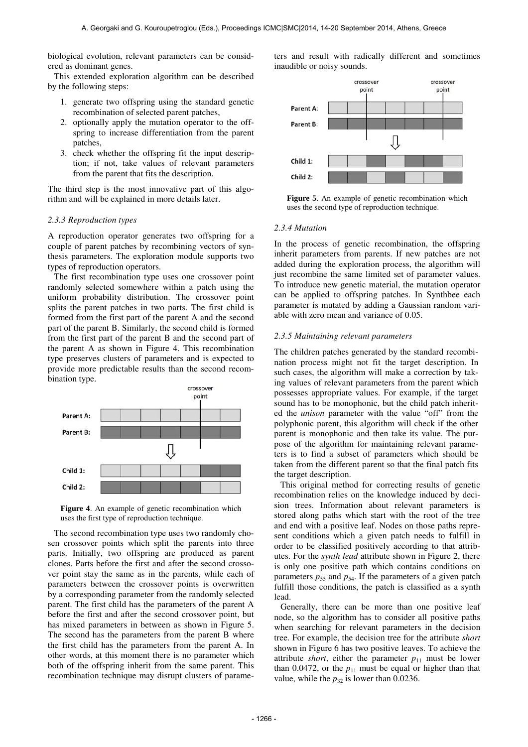biological evolution, relevant parameters can be considered as dominant genes.

This extended exploration algorithm can be described by the following steps:

1. generate two offspring using the standard genetic recombination of selected parent patches,
2. optionally apply the mutation operator to the offspring to increase differentiation from the parent patches,
3. check whether the offspring fit the input description; if not, take values of relevant parameters from the parent that fits the description.

The third step is the most innovative part of this algorithm and will be explained in more details later.

#### *2.3.3 Reproduction types*

A reproduction operator generates two offspring for a couple of parent patches by recombining vectors of synthesis parameters. The exploration module supports two types of reproduction operators.

The first recombination type uses one crossover point randomly selected somewhere within a patch using the uniform probability distribution. The crossover point splits the parent patches in two parts. The first child is formed from the first part of the parent A and the second part of the parent B. Similarly, the second child is formed from the first part of the parent B and the second part of the parent A as shown in Figure 4. This recombination type preserves clusters of parameters and is expected to provide more predictable results than the second recombination type.

**Figure 4**. An example of genetic recombination which uses the first type of reproduction technique.

The second recombination type uses two randomly chosen crossover points which split the parents into three parts. Initially, two offspring are produced as parent clones. Parts before the first and after the second crossover point stay the same as in the parents, while each of parameters between the crossover points is overwritten by a corresponding parameter from the randomly selected parent. The first child has the parameters of the parent A before the first and after the second crossover point, but has mixed parameters in between as shown in Figure 5. The second has the parameters from the parent B where the first child has the parameters from the parent A. In other words, at this moment there is no parameter which both of the offspring inherit from the same parent. This recombination technique may disrupt clusters of parameters and result with radically different and sometimes inaudible or noisy sounds.

**Figure 5**. An example of genetic recombination which uses the second type of reproduction technique.

#### *2.3.4 Mutation*

In the process of genetic recombination, the offspring inherit parameters from parents. If new patches are not added during the exploration process, the algorithm will just recombine the same limited set of parameter values. To introduce new genetic material, the mutation operator can be applied to offspring patches. In Synthbee each parameter is mutated by adding a Gaussian random variable with zero mean and variance of 0.05.

#### *2.3.5 Maintaining relevant parameters*

The children patches generated by the standard recombination process might not fit the target description. In such cases, the algorithm will make a correction by taking values of relevant parameters from the parent which possesses appropriate values. For example, if the target sound has to be monophonic, but the child patch inherited the *unison* parameter with the value "off" from the polyphonic parent, this algorithm will check if the other parent is monophonic and then take its value. The purpose of the algorithm for maintaining relevant parameters is to find a subset of parameters which should be taken from the different parent so that the final patch fits the target description.

This original method for correcting results of genetic recombination relies on the knowledge induced by decision trees. Information about relevant parameters is stored along paths which start with the root of the tree and end with a positive leaf. Nodes on those paths represent conditions which a given patch needs to fulfill in order to be classified positively according to that attributes. For the *synth lead* attribute shown in Figure 2, there is only one positive path which contains conditions on parameters $p_{55}$ and $p_{54}$. If the parameters of a given patch fulfill those conditions, the patch is classified as a synth lead.

Generally, there can be more than one positive leaf node, so the algorithm has to consider all positive paths when searching for relevant parameters in the decision tree. For example, the decision tree for the attribute *short* shown in Figure 6 has two positive leaves. To achieve the attribute *short*, either the parameter $p_{11}$ must be lower than 0.0472, or the $p_{11}$ must be equal or higher than that value, while the $p_{32}$ is lower than 0.0236.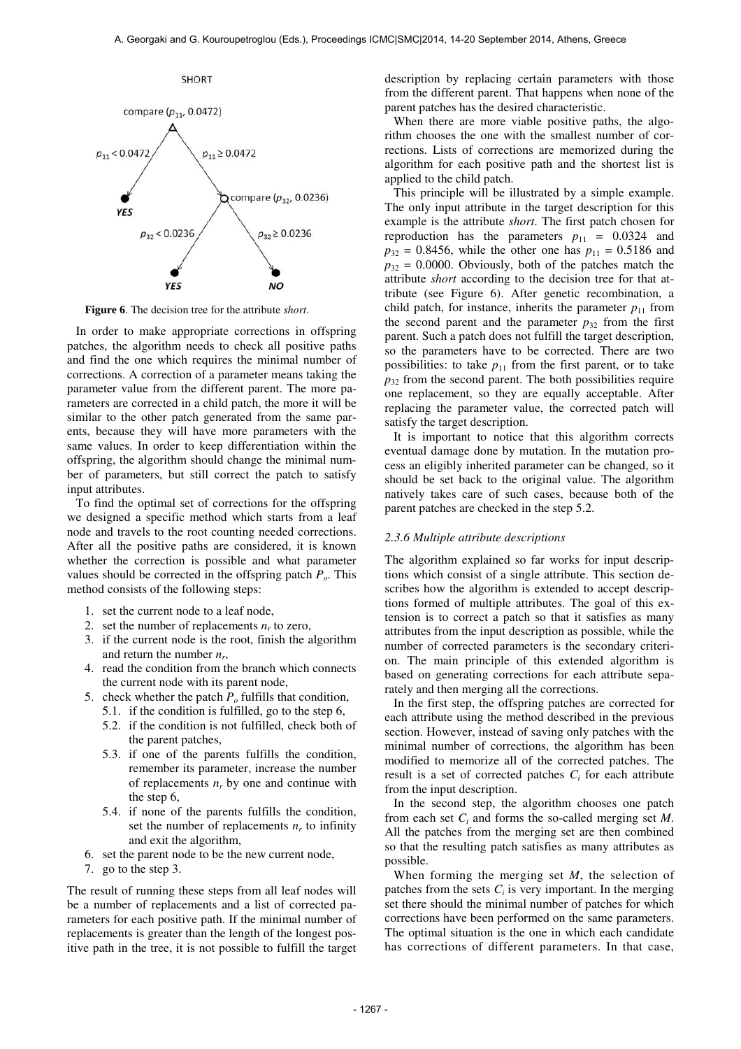**Figure 6**. The decision tree for the attribute *short*.

In order to make appropriate corrections in offspring patches, the algorithm needs to check all positive paths and find the one which requires the minimal number of corrections. A correction of a parameter means taking the parameter value from the different parent. The more parameters are corrected in a child patch, the more it will be similar to the other patch generated from the same parents, because they will have more parameters with the same values. In order to keep differentiation within the offspring, the algorithm should change the minimal number of parameters, but still correct the patch to satisfy input attributes.

To find the optimal set of corrections for the offspring we designed a specific method which starts from a leaf node and travels to the root counting needed corrections. After all the positive paths are considered, it is known whether the correction is possible and what parameter values should be corrected in the offspring patch $P_o$. This method consists of the following steps:

1. set the current node to a leaf node,
2. set the number of replacements $n_r$ to zero,
3. if the current node is the root, finish the algorithm and return the number $n_r$,
4. read the condition from the branch which connects the current node with its parent node,
5. check whether the patch $P_o$ fulfills that condition,
   5.1. if the condition is fulfilled, go to the step 6,
   5.2. if the condition is not fulfilled, check both of the parent patches,
   5.3. if one of the parents fulfills the condition, remember its parameter, increase the number of replacements $n_r$ by one and continue with the step 6,
   5.4. if none of the parents fulfills the condition, set the number of replacements $n_r$ to infinity and exit the algorithm,
6. set the parent node to be the new current node,
7. go to the step 3.

The result of running these steps from all leaf nodes will be a number of replacements and a list of corrected parameters for each positive path. If the minimal number of replacements is greater than the length of the longest positive path in the tree, it is not possible to fulfill the target description by replacing certain parameters with those from the different parent. That happens when none of the parent patches has the desired characteristic.

When there are more viable positive paths, the algorithm chooses the one with the smallest number of corrections. Lists of corrections are memorized during the algorithm for each positive path and the shortest list is applied to the child patch.

This principle will be illustrated by a simple example. The only input attribute in the target description for this example is the attribute *short*. The first patch chosen for reproduction has the parameters $p_{11} = 0.0324$ and $p_{32} = 0.8456$, while the other one has $p_{11} = 0.5186$ and $p_{32} = 0.0000$. Obviously, both of the patches match the attribute *short* according to the decision tree for that attribute (see Figure 6). After genetic recombination, a child patch, for instance, inherits the parameter $p_{11}$ from the second parent and the parameter $p_{32}$ from the first parent. Such a patch does not fulfill the target description, so the parameters have to be corrected. There are two possibilities: to take $p_{11}$ from the first parent, or to take $p_{32}$ from the second parent. The both possibilities require one replacement, so they are equally acceptable. After replacing the parameter value, the corrected patch will satisfy the target description.

It is important to notice that this algorithm corrects eventual damage done by mutation. In the mutation process an eligibly inherited parameter can be changed, so it should be set back to the original value. The algorithm natively takes care of such cases, because both of the parent patches are checked in the step 5.2.

### *2.3.6 Multiple attribute descriptions*

The algorithm explained so far works for input descriptions which consist of a single attribute. This section describes how the algorithm is extended to accept descriptions formed of multiple attributes. The goal of this extension is to correct a patch so that it satisfies as many attributes from the input description as possible, while the number of corrected parameters is the secondary criterion. The main principle of this extended algorithm is based on generating corrections for each attribute separately and then merging all the corrections.

In the first step, the offspring patches are corrected for each attribute using the method described in the previous section. However, instead of saving only patches with the minimal number of corrections, the algorithm has been modified to memorize all of the corrected patches. The result is a set of corrected patches $C_i$ for each attribute from the input description.

In the second step, the algorithm chooses one patch from each set $C_i$ and forms the so-called merging set $M$. All the patches from the merging set are then combined so that the resulting patch satisfies as many attributes as possible.

When forming the merging set $M$, the selection of patches from the sets $C_i$ is very important. In the merging set there should the minimal number of patches for which corrections have been performed on the same parameters. The optimal situation is the one in which each candidate has corrections of different parameters. In that case,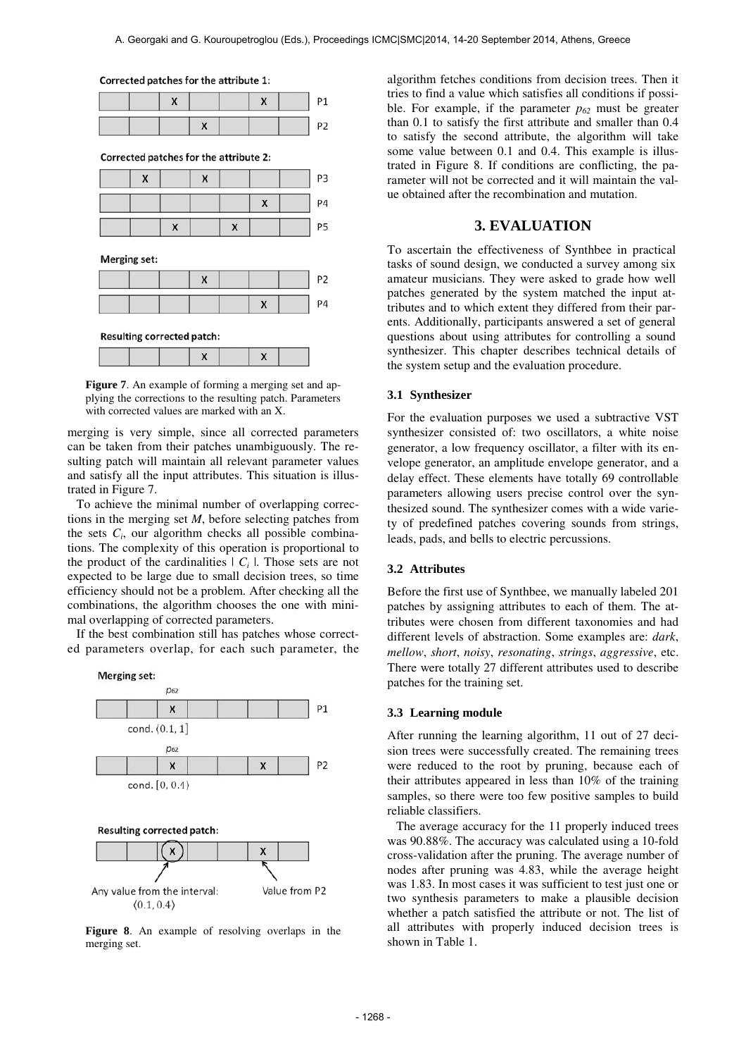Corrected patches for the attribute 1:

Corrected patches for the attribute 2:

Merging set:

Resulting corrected patch:

**Figure 7**. An example of forming a merging set and applying the corrections to the resulting patch. Parameters with corrected values are marked with an X.

merging is very simple, since all corrected parameters can be taken from their patches unambiguously. The resulting patch will maintain all relevant parameter values and satisfy all the input attributes. This situation is illustrated in Figure 7.

To achieve the minimal number of overlapping corrections in the merging set $M$, before selecting patches from the sets $C_i$, our algorithm checks all possible combinations. The complexity of this operation is proportional to the product of the cardinalities $|C_i|$. Those sets are not expected to be large due to small decision trees, so time efficiency should not be a problem. After checking all the combinations, the algorithm chooses the one with minimal overlapping of corrected parameters.

If the best combination still has patches whose corrected parameters overlap, for each such parameter, the

Merging set:

Resulting corrected patch:

Any value from the interval: $\langle 0.1, 0.4 \rangle$

Value from P2

**Figure 8**. An example of resolving overlaps in the merging set.

algorithm fetches conditions from decision trees. Then it tries to find a value which satisfies all conditions if possible. For example, if the parameter $p_{62}$ must be greater than 0.1 to satisfy the first attribute and smaller than 0.4 to satisfy the second attribute, the algorithm will take some value between 0.1 and 0.4. This example is illustrated in Figure 8. If conditions are conflicting, the parameter will not be corrected and it will maintain the value obtained after the recombination and mutation.

## 3. EVALUATION

To ascertain the effectiveness of Synthbee in practical tasks of sound design, we conducted a survey among six amateur musicians. They were asked to grade how well patches generated by the system matched the input attributes and to which extent they differed from their parents. Additionally, participants answered a set of general questions about using attributes for controlling a sound synthesizer. This chapter describes technical details of the system setup and the evaluation procedure.

### 3.1 Synthesizer

For the evaluation purposes we used a subtractive VST synthesizer consisted of: two oscillators, a white noise generator, a low frequency oscillator, a filter with its envelope generator, an amplitude envelope generator, and a delay effect. These elements have totally 69 controllable parameters allowing users precise control over the synthesized sound. The synthesizer comes with a wide variety of predefined patches covering sounds from strings, leads, pads, and bells to electric percussions.

### 3.2 Attributes

Before the first use of Synthbee, we manually labeled 201 patches by assigning attributes to each of them. The attributes were chosen from different taxonomies and had different levels of abstraction. Some examples are: *dark*, *mellow*, *short*, *noisy*, *resonating*, *strings*, *aggressive*, etc. There were totally 27 different attributes used to describe patches for the training set.

### 3.3 Learning module

After running the learning algorithm, 11 out of 27 decision trees were successfully created. The remaining trees were reduced to the root by pruning, because each of their attributes appeared in less than 10% of the training samples, so there were too few positive samples to build reliable classifiers.

The average accuracy for the 11 properly induced trees was 90.88%. The accuracy was calculated using a 10-fold cross-validation after the pruning. The average number of nodes after pruning was 4.83, while the average height was 1.83. In most cases it was sufficient to test just one or two synthesis parameters to make a plausible decision whether a patch satisfied the attribute or not. The list of all attributes with properly induced decision trees is shown in Table 1.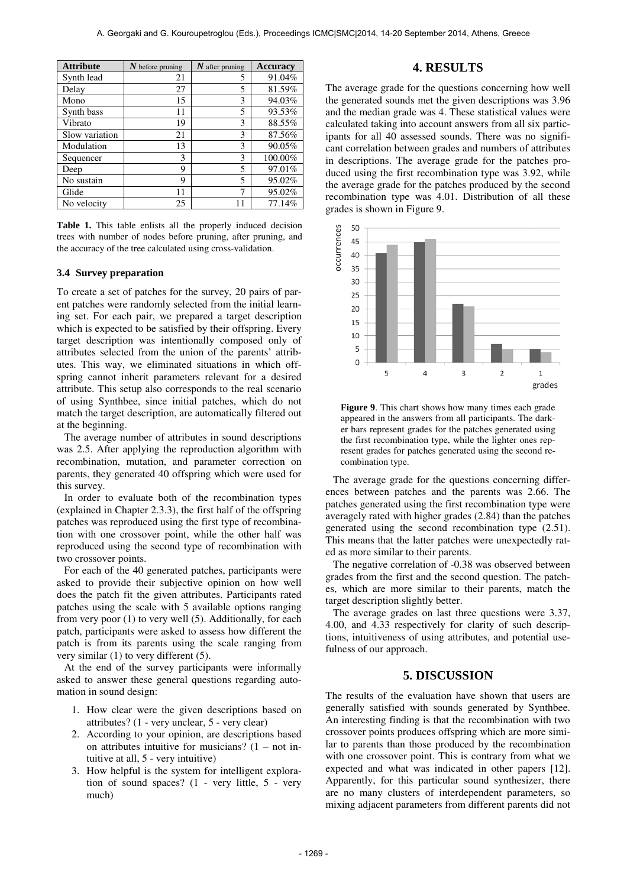| Attribute | $N$ before pruning | $N$ after pruning | Accuracy |
|---|---|---|---|
| Synth lead | 21 | 5 | 91.04% |
| Delay | 27 | 5 | 81.59% |
| Mono | 15 | 3 | 94.03% |
| Synth bass | 11 | 5 | 93.53% |
| Vibrato | 19 | 3 | 88.55% |
| Slow variation | 21 | 3 | 87.56% |
| Modulation | 13 | 3 | 90.05% |
| Sequencer | 3 | 3 | 100.00% |
| Deep | 9 | 5 | 97.01% |
| No sustain | 9 | 5 | 95.02% |
| Glide | 11 | 7 | 95.02% |
| No velocity | 25 | 11 | 77.14% |

**Table 1.** This table enlists all the properly induced decision trees with number of nodes before pruning, after pruning, and the accuracy of the tree calculated using cross-validation.

### 3.4 Survey preparation

To create a set of patches for the survey, 20 pairs of parent patches were randomly selected from the initial learning set. For each pair, we prepared a target description which is expected to be satisfied by their offspring. Every target description was intentionally composed only of attributes selected from the union of the parents' attributes. This way, we eliminated situations in which offspring cannot inherit parameters relevant for a desired attribute. This setup also corresponds to the real scenario of using Synthbee, since initial patches, which do not match the target description, are automatically filtered out at the beginning.

The average number of attributes in sound descriptions was 2.5. After applying the reproduction algorithm with recombination, mutation, and parameter correction on parents, they generated 40 offspring which were used for this survey.

In order to evaluate both of the recombination types (explained in Chapter 2.3.3), the first half of the offspring patches was reproduced using the first type of recombination with one crossover point, while the other half was reproduced using the second type of recombination with two crossover points.

For each of the 40 generated patches, participants were asked to provide their subjective opinion on how well does the patch fit the given attributes. Participants rated patches using the scale with 5 available options ranging from very poor (1) to very well (5). Additionally, for each patch, participants were asked to assess how different the patch is from its parents using the scale ranging from very similar (1) to very different (5).

At the end of the survey participants were informally asked to answer these general questions regarding automation in sound design:

1. How clear were the given descriptions based on attributes? (1 - very unclear, 5 - very clear)
2. According to your opinion, are descriptions based on attributes intuitive for musicians? (1 – not intuitive at all, 5 - very intuitive)
3. How helpful is the system for intelligent exploration of sound spaces? (1 - very little, 5 - very much)

## 4. RESULTS

The average grade for the questions concerning how well the generated sounds met the given descriptions was 3.96 and the median grade was 4. These statistical values were calculated taking into account answers from all six participants for all 40 assessed sounds. There was no significant correlation between grades and numbers of attributes in descriptions. The average grade for the patches produced using the first recombination type was 3.92, while the average grade for the patches produced by the second recombination type was 4.01. Distribution of all these grades is shown in Figure 9.

**Figure 9**. This chart shows how many times each grade appeared in the answers from all participants. The darker bars represent grades for the patches generated using the first recombination type, while the lighter ones represent grades for patches generated using the second recombination type.

The average grade for the questions concerning differences between patches and the parents was 2.66. The patches generated using the first recombination type were averagely rated with higher grades (2.84) than the patches generated using the second recombination type (2.51). This means that the latter patches were unexpectedly rated as more similar to their parents.

The negative correlation of -0.38 was observed between grades from the first and the second question. The patches, which are more similar to their parents, match the target description slightly better.

The average grades on last three questions were 3.37, 4.00, and 4.33 respectively for clarity of such descriptions, intuitiveness of using attributes, and potential usefulness of our approach.

## 5. DISCUSSION

The results of the evaluation have shown that users are generally satisfied with sounds generated by Synthbee. An interesting finding is that the recombination with two crossover points produces offspring which are more similar to parents than those produced by the recombination with one crossover point. This is contrary from what we expected and what was indicated in other papers [12]. Apparently, for this particular sound synthesizer, there are no many clusters of interdependent parameters, so mixing adjacent parameters from different parents did not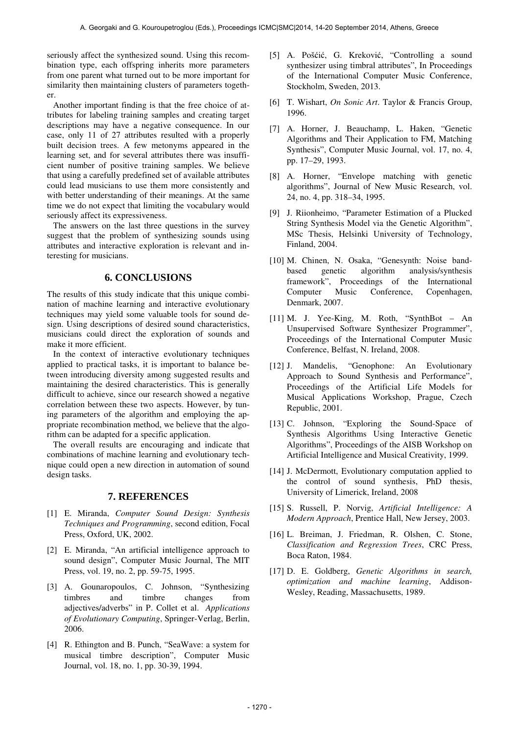seriously affect the synthesized sound. Using this recombination type, each offspring inherits more parameters from one parent what turned out to be more important for similarity then maintaining clusters of parameters together.

Another important finding is that the free choice of attributes for labeling training samples and creating target descriptions may have a negative consequence. In our case, only 11 of 27 attributes resulted with a properly built decision trees. A few metonyms appeared in the learning set, and for several attributes there was insufficient number of positive training samples. We believe that using a carefully predefined set of available attributes could lead musicians to use them more consistently and with better understanding of their meanings. At the same time we do not expect that limiting the vocabulary would seriously affect its expressiveness.

The answers on the last three questions in the survey suggest that the problem of synthesizing sounds using attributes and interactive exploration is relevant and interesting for musicians.

## 6. CONCLUSIONS

The results of this study indicate that this unique combination of machine learning and interactive evolutionary techniques may yield some valuable tools for sound design. Using descriptions of desired sound characteristics, musicians could direct the exploration of sounds and make it more efficient.

In the context of interactive evolutionary techniques applied to practical tasks, it is important to balance between introducing diversity among suggested results and maintaining the desired characteristics. This is generally difficult to achieve, since our research showed a negative correlation between these two aspects. However, by tuning parameters of the algorithm and employing the appropriate recombination method, we believe that the algorithm can be adapted for a specific application.

The overall results are encouraging and indicate that combinations of machine learning and evolutionary technique could open a new direction in automation of sound design tasks.

## 7. REFERENCES

[1] E. Miranda, *Computer Sound Design: Synthesis Techniques and Programming*, second edition, Focal Press, Oxford, UK, 2002.

[2] E. Miranda, "An artificial intelligence approach to sound design", Computer Music Journal, The MIT Press, vol. 19, no. 2, pp. 59-75, 1995.

[3] A. Gounaropoulos, C. Johnson, "Synthesizing timbres and timbre changes from adjectives/adverbs" in P. Collet et al. *Applications of Evolutionary Computing*, Springer-Verlag, Berlin, 2006.

[4] R. Ethington and B. Punch, "SeaWave: a system for musical timbre description", Computer Music Journal, vol. 18, no. 1, pp. 30-39, 1994.

[5] A. Pošćić, G. Kreković, "Controlling a sound synthesizer using timbral attributes", In Proceedings of the International Computer Music Conference, Stockholm, Sweden, 2013.

[6] T. Wishart, *On Sonic Art*. Taylor & Francis Group, 1996.

[7] A. Horner, J. Beauchamp, L. Haken, "Genetic Algorithms and Their Application to FM, Matching Synthesis", Computer Music Journal, vol. 17, no. 4, pp. 17–29, 1993.

[8] A. Horner, "Envelope matching with genetic algorithms", Journal of New Music Research, vol. 24, no. 4, pp. 318–34, 1995.

[9] J. Riionheimo, "Parameter Estimation of a Plucked String Synthesis Model via the Genetic Algorithm", MSc Thesis, Helsinki University of Technology, Finland, 2004.

[10] M. Chinen, N. Osaka, "Genesynth: Noise band-based genetic algorithm analysis/synthesis framework", Proceedings of the International Computer Music Conference, Copenhagen, Denmark, 2007.

[11] M. J. Yee-King, M. Roth, "SynthBot – An Unsupervised Software Synthesizer Programmer", Proceedings of the International Computer Music Conference, Belfast, N. Ireland, 2008.

[12] J. Mandelis, "Genophone: An Evolutionary Approach to Sound Synthesis and Performance", Proceedings of the Artificial Life Models for Musical Applications Workshop, Prague, Czech Republic, 2001.

[13] C. Johnson, "Exploring the Sound-Space of Synthesis Algorithms Using Interactive Genetic Algorithms", Proceedings of the AISB Workshop on Artificial Intelligence and Musical Creativity, 1999.

[14] J. McDermott, Evolutionary computation applied to the control of sound synthesis, PhD thesis, University of Limerick, Ireland, 2008

[15] S. Russell, P. Norvig, *Artificial Intelligence: A Modern Approach*, Prentice Hall, New Jersey, 2003.

[16] L. Breiman, J. Friedman, R. Olshen, C. Stone, *Classification and Regression Trees*, CRC Press, Boca Raton, 1984.

[17] D. E. Goldberg, *Genetic Algorithms in search, optimization and machine learning*, Addison-Wesley, Reading, Massachusetts, 1989.